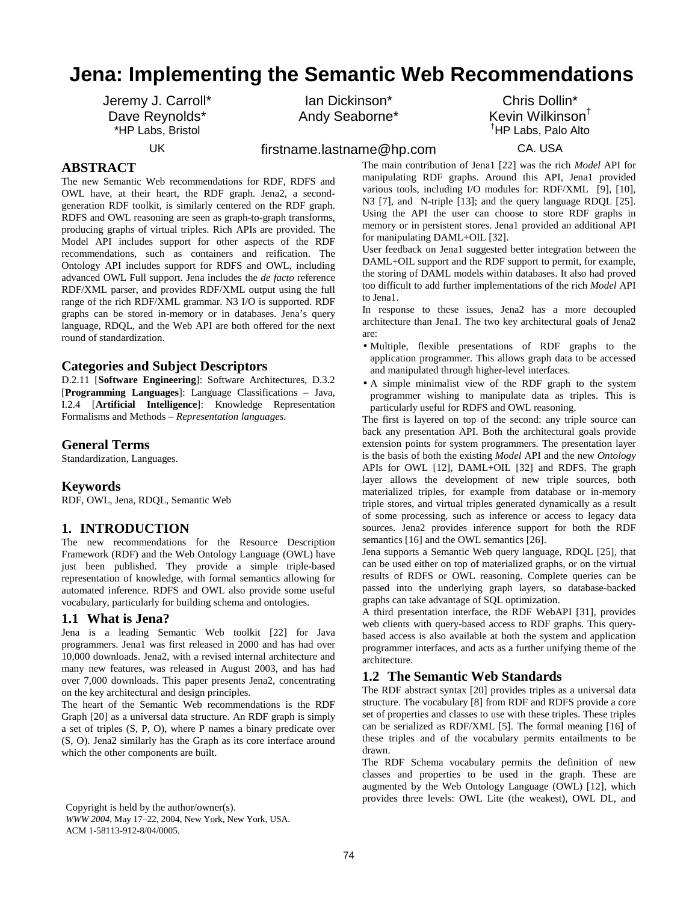# Jena: Implementing the Semantic Web Recommendations

Jeremy J. Carroll* Ian Dickinson* Chris Dollin*
Dave Reynolds* Andy Seaborne* Kevin Wilkinson[†]

*HP Labs, Bristol
UK

[†]HP Labs, Palo Alto
CA. USA

firstname.lastname@hp.com

## ABSTRACT

The new Semantic Web recommendations for RDF, RDFS and OWL have, at their heart, the RDF graph. Jena2, a second-generation RDF toolkit, is similarly centered on the RDF graph. RDFS and OWL reasoning are seen as graph-to-graph transforms, producing graphs of virtual triples. Rich APIs are provided. The Model API includes support for other aspects of the RDF recommendations, such as containers and reification. The Ontology API includes support for RDFS and OWL, including advanced OWL Full support. Jena includes the *de facto* reference RDF/XML parser, and provides RDF/XML output using the full range of the rich RDF/XML grammar. N3 I/O is supported. RDF graphs can be stored in-memory or in databases. Jena's query language, RDQL, and the Web API are both offered for the next round of standardization.

### Categories and Subject Descriptors

D.2.11 [**Software Engineering**]: Software Architectures, D.3.2 [**Programming Languages**]: Language Classifications – Java, I.2.4 [**Artificial Intelligence**]: Knowledge Representation Formalisms and Methods – *Representation languages.*

### General Terms

Standardization, Languages.

### Keywords

RDF, OWL, Jena, RDQL, Semantic Web

## 1. INTRODUCTION

The new recommendations for the Resource Description Framework (RDF) and the Web Ontology Language (OWL) have just been published. They provide a simple triple-based representation of knowledge, with formal semantics allowing for automated inference. RDFS and OWL also provide some useful vocabulary, particularly for building schema and ontologies.

### 1.1 What is Jena?

Jena is a leading Semantic Web toolkit [22] for Java programmers. Jena1 was first released in 2000 and has had over 10,000 downloads. Jena2, with a revised internal architecture and many new features, was released in August 2003, and has had over 7,000 downloads. This paper presents Jena2, concentrating on the key architectural and design principles.

The heart of the Semantic Web recommendations is the RDF Graph [20] as a universal data structure. An RDF graph is simply a set of triples (S, P, O), where P names a binary predicate over (S, O). Jena2 similarly has the Graph as its core interface around which the other components are built.

Copyright is held by the author/owner(s).
*WWW 2004*, May 17–22, 2004, New York, New York, USA.
ACM 1-58113-912-8/04/0005.

The main contribution of Jena1 [22] was the rich *Model* API for manipulating RDF graphs. Around this API, Jena1 provided various tools, including I/O modules for: RDF/XML [9], [10], N3 [7], and N-triple [13]; and the query language RDQL [25]. Using the API the user can choose to store RDF graphs in memory or in persistent stores. Jena1 provided an additional API for manipulating DAML+OIL [32].

User feedback on Jena1 suggested better integration between the DAML+OIL support and the RDF support to permit, for example, the storing of DAML models within databases. It also had proved too difficult to add further implementations of the rich *Model* API to Jena1.

In response to these issues, Jena2 has a more decoupled architecture than Jena1. The two key architectural goals of Jena2 are:

- Multiple, flexible presentations of RDF graphs to the application programmer. This allows graph data to be accessed and manipulated through higher-level interfaces.
- A simple minimalist view of the RDF graph to the system programmer wishing to manipulate data as triples. This is particularly useful for RDFS and OWL reasoning.

The first is layered on top of the second: any triple source can back any presentation API. Both the architectural goals provide extension points for system programmers. The presentation layer is the basis of both the existing *Model* API and the new *Ontology* APIs for OWL [12], DAML+OIL [32] and RDFS. The graph layer allows the development of new triple sources, both materialized triples, for example from database or in-memory triple stores, and virtual triples generated dynamically as a result of some processing, such as inference or access to legacy data sources. Jena2 provides inference support for both the RDF semantics [16] and the OWL semantics [26].

Jena supports a Semantic Web query language, RDQL [25], that can be used either on top of materialized graphs, or on the virtual results of RDFS or OWL reasoning. Complete queries can be passed into the underlying graph layers, so database-backed graphs can take advantage of SQL optimization.

A third presentation interface, the RDF WebAPI [31], provides web clients with query-based access to RDF graphs. This query-based access is also available at both the system and application programmer interfaces, and acts as a further unifying theme of the architecture.

### 1.2 The Semantic Web Standards

The RDF abstract syntax [20] provides triples as a universal data structure. The vocabulary [8] from RDF and RDFS provide a core set of properties and classes to use with these triples. These triples can be serialized as RDF/XML [5]. The formal meaning [16] of these triples and of the vocabulary permits entailments to be drawn.

The RDF Schema vocabulary permits the definition of new classes and properties to be used in the graph. These are augmented by the Web Ontology Language (OWL) [12], which provides three levels: OWL Lite (the weakest), OWL DL, and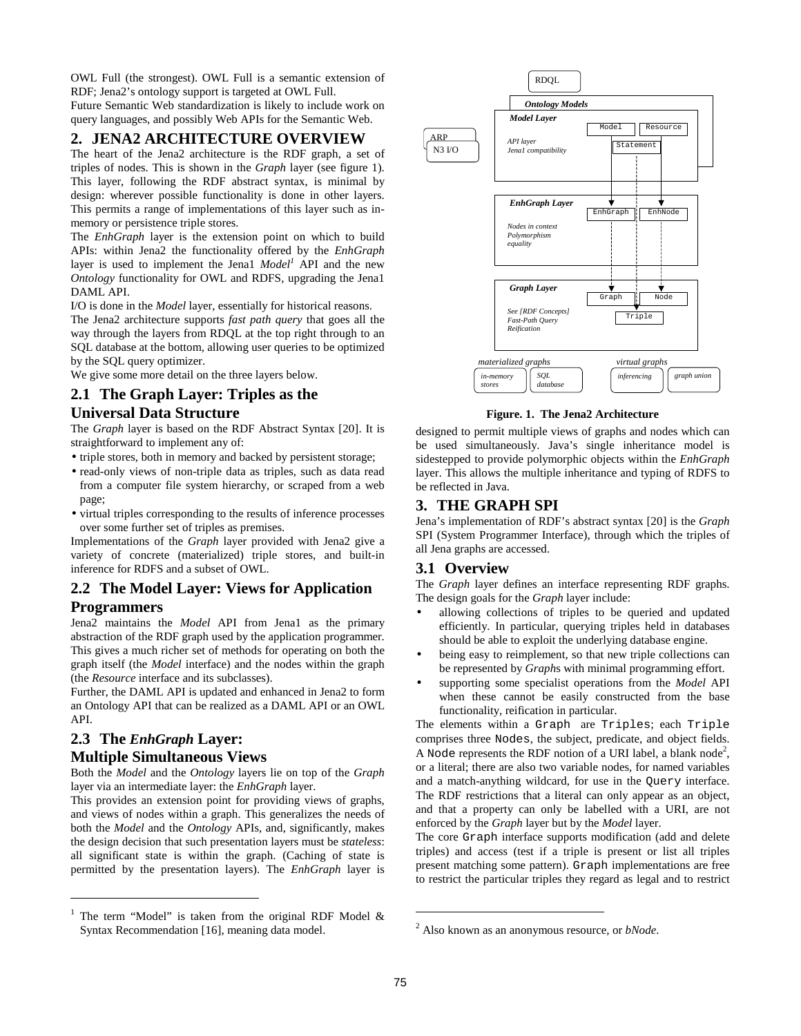OWL Full (the strongest). OWL Full is a semantic extension of RDF; Jena2's ontology support is targeted at OWL Full.

Future Semantic Web standardization is likely to include work on query languages, and possibly Web APIs for the Semantic Web.

## 2. JENA2 ARCHITECTURE OVERVIEW

The heart of the Jena2 architecture is the RDF graph, a set of triples of nodes. This is shown in the *Graph* layer (see figure 1). This layer, following the RDF abstract syntax, is minimal by design: wherever possible functionality is done in other layers. This permits a range of implementations of this layer such as in-memory or persistence triple stores.

The *EnhGraph* layer is the extension point on which to build APIs: within Jena2 the functionality offered by the *EnhGraph* layer is used to implement the Jena1 *Model*[1] API and the new *Ontology* functionality for OWL and RDFS, upgrading the Jena1 DAML API.

I/O is done in the *Model* layer, essentially for historical reasons.

The Jena2 architecture supports *fast path query* that goes all the way through the layers from RDQL at the top right through to an SQL database at the bottom, allowing user queries to be optimized by the SQL query optimizer.

We give some more detail on the three layers below.

### 2.1 The Graph Layer: Triples as the Universal Data Structure

The *Graph* layer is based on the RDF Abstract Syntax [20]. It is straightforward to implement any of:

- triple stores, both in memory and backed by persistent storage;
- read-only views of non-triple data as triples, such as data read from a computer file system hierarchy, or scraped from a web page;
- virtual triples corresponding to the results of inference processes over some further set of triples as premises.

Implementations of the *Graph* layer provided with Jena2 give a variety of concrete (materialized) triple stores, and built-in inference for RDFS and a subset of OWL.

### 2.2 The Model Layer: Views for Application Programmers

Jena2 maintains the *Model* API from Jena1 as the primary abstraction of the RDF graph used by the application programmer. This gives a much richer set of methods for operating on both the graph itself (the *Model* interface) and the nodes within the graph (the *Resource* interface and its subclasses).

Further, the DAML API is updated and enhanced in Jena2 to form an Ontology API that can be realized as a DAML API or an OWL API.

### 2.3 The *EnhGraph* Layer: Multiple Simultaneous Views

Both the *Model* and the *Ontology* layers lie on top of the *Graph* layer via an intermediate layer: the *EnhGraph* layer.

This provides an extension point for providing views of graphs, and views of nodes within a graph. This generalizes the needs of both the *Model* and the *Ontology* APIs, and, significantly, makes the design decision that such presentation layers must be *stateless*: all significant state is within the graph. (Caching of state is permitted by the presentation layers). The *EnhGraph* layer is designed to permit multiple views of graphs and nodes which can be used simultaneously. Java's single inheritance model is sidestepped to provide polymorphic objects within the *EnhGraph* layer. This allows the multiple inheritance and typing of RDFS to be reflected in Java.

[1] The term "Model" is taken from the original RDF Model & Syntax Recommendation [16], meaning data model.

RDQL | Ontology Models | Model Layer: Model, Resource, Statement; API layer, Jena1 compatibility | ARP, N3 I/O | EnhGraph Layer: EnhGraph, EnhNode; Nodes in context, Polymorphism, equality | Graph Layer: Graph, Node, Triple; See [RDF Concepts], Fast-Path Query, Reification | materialized graphs: in-memory stores, SQL database | virtual graphs: inferencing, graph union

**Figure. 1. The Jena2 Architecture**

## 3. THE GRAPH SPI

Jena's implementation of RDF's abstract syntax [20] is the *Graph* SPI (System Programmer Interface), through which the triples of all Jena graphs are accessed.

### 3.1 Overview

The *Graph* layer defines an interface representing RDF graphs. The design goals for the *Graph* layer include:

- allowing collections of triples to be queried and updated efficiently. In particular, querying triples held in databases should be able to exploit the underlying database engine.
- being easy to reimplement, so that new triple collections can be represented by *Graph*s with minimal programming effort.
- supporting some specialist operations from the *Model* API when these cannot be easily constructed from the base functionality, reification in particular.

The elements within a `Graph` are `Triples`; each `Triple` comprises three `Nodes`, the subject, predicate, and object fields. A `Node` represents the RDF notion of a URI label, a blank node[2], or a literal; there are also two variable nodes, for named variables and a match-anything wildcard, for use in the `Query` interface. The RDF restrictions that a literal can only appear as an object, and that a property can only be labelled with a URI, are not enforced by the *Graph* layer but by the *Model* layer.

The core `Graph` interface supports modification (add and delete triples) and access (test if a triple is present or list all triples present matching some pattern). `Graph` implementations are free to restrict the particular triples they regard as legal and to restrict

[2] Also known as an anonymous resource, or *bNode*.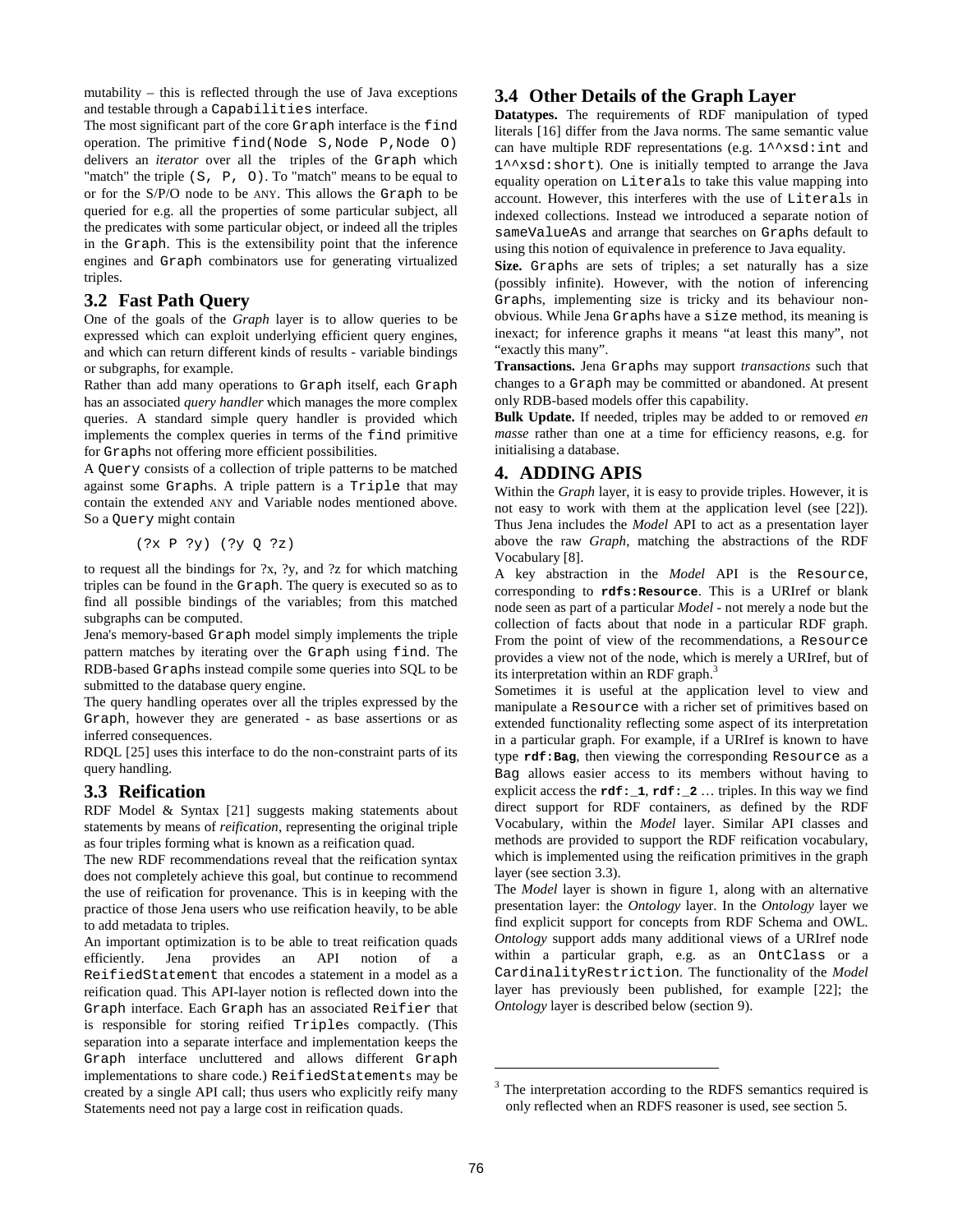mutability – this is reflected through the use of Java exceptions and testable through a `Capabilities` interface.

The most significant part of the core `Graph` interface is the `find` operation. The primitive `find(Node S,Node P,Node O)` delivers an *iterator* over all the triples of the `Graph` which "match" the triple `(S, P, O)`. To "match" means to be equal to or for the S/P/O node to be ANY. This allows the `Graph` to be queried for e.g. all the properties of some particular subject, all the predicates with some particular object, or indeed all the triples in the `Graph`. This is the extensibility point that the inference engines and `Graph` combinators use for generating virtualized triples.

## 3.2 Fast Path Query

One of the goals of the *Graph* layer is to allow queries to be expressed which can exploit underlying efficient query engines, and which can return different kinds of results - variable bindings or subgraphs, for example.

Rather than add many operations to `Graph` itself, each `Graph` has an associated *query handler* which manages the more complex queries. A standard simple query handler is provided which implements the complex queries in terms of the `find` primitive for `Graph`s not offering more efficient possibilities.

A `Query` consists of a collection of triple patterns to be matched against some `Graph`s. A triple pattern is a `Triple` that may contain the extended ANY and Variable nodes mentioned above. So a `Query` might contain

```
(?x P ?y) (?y Q ?z)
```

to request all the bindings for ?x, ?y, and ?z for which matching triples can be found in the `Graph`. The query is executed so as to find all possible bindings of the variables; from this matched subgraphs can be computed.

Jena's memory-based `Graph` model simply implements the triple pattern matches by iterating over the `Graph` using `find`. The RDB-based `Graph`s instead compile some queries into SQL to be submitted to the database query engine.

The query handling operates over all the triples expressed by the `Graph`, however they are generated - as base assertions or as inferred consequences.

RDQL [25] uses this interface to do the non-constraint parts of its query handling.

## 3.3 Reification

RDF Model & Syntax [21] suggests making statements about statements by means of *reification*, representing the original triple as four triples forming what is known as a reification quad.

The new RDF recommendations reveal that the reification syntax does not completely achieve this goal, but continue to recommend the use of reification for provenance. This is in keeping with the practice of those Jena users who use reification heavily, to be able to add metadata to triples.

An important optimization is to be able to treat reification quads efficiently. Jena provides an API notion of a `ReifiedStatement` that encodes a statement in a model as a reification quad. This API-layer notion is reflected down into the `Graph` interface. Each `Graph` has an associated `Reifier` that is responsible for storing reified `Triple`s compactly. (This separation into a separate interface and implementation keeps the `Graph` interface uncluttered and allows different `Graph` implementations to share code.) `ReifiedStatement`s may be created by a single API call; thus users who explicitly reify many Statements need not pay a large cost in reification quads.

## 3.4 Other Details of the Graph Layer

**Datatypes.** The requirements of RDF manipulation of typed literals [16] differ from the Java norms. The same semantic value can have multiple RDF representations (e.g. `1^^xsd:int` and `1^^xsd:short`). One is initially tempted to arrange the Java equality operation on `Literal`s to take this value mapping into account. However, this interferes with the use of `Literal`s in indexed collections. Instead we introduced a separate notion of `sameValueAs` and arrange that searches on `Graph`s default to using this notion of equivalence in preference to Java equality.

**Size.** `Graph`s are sets of triples; a set naturally has a size (possibly infinite). However, with the notion of inferencing `Graph`s, implementing size is tricky and its behaviour non-obvious. While Jena `Graph`s have a `size` method, its meaning is inexact; for inference graphs it means "at least this many", not "exactly this many".

**Transactions.** Jena `Graph`s may support *transactions* such that changes to a `Graph` may be committed or abandoned. At present only RDB-based models offer this capability.

**Bulk Update.** If needed, triples may be added to or removed *en masse* rather than one at a time for efficiency reasons, e.g. for initialising a database.

# 4. ADDING APIS

Within the *Graph* layer, it is easy to provide triples. However, it is not easy to work with them at the application level (see [22]). Thus Jena includes the *Model* API to act as a presentation layer above the raw *Graph*, matching the abstractions of the RDF Vocabulary [8].

A key abstraction in the *Model* API is the `Resource`, corresponding to **`rdfs:Resource`**. This is a URIref or blank node seen as part of a particular *Model* - not merely a node but the collection of facts about that node in a particular RDF graph. From the point of view of the recommendations, a `Resource` provides a view not of the node, which is merely a URIref, but of its interpretation within an RDF graph.[3]

Sometimes it is useful at the application level to view and manipulate a `Resource` with a richer set of primitives based on extended functionality reflecting some aspect of its interpretation in a particular graph. For example, if a URIref is known to have type **`rdf:Bag`**, then viewing the corresponding `Resource` as a `Bag` allows easier access to its members without having to explicit access the **`rdf:_1`**, **`rdf:_2`** … triples. In this way we find direct support for RDF containers, as defined by the RDF Vocabulary, within the *Model* layer. Similar API classes and methods are provided to support the RDF reification vocabulary, which is implemented using the reification primitives in the graph layer (see section 3.3).

The *Model* layer is shown in figure 1, along with an alternative presentation layer: the *Ontology* layer. In the *Ontology* layer we find explicit support for concepts from RDF Schema and OWL. *Ontology* support adds many additional views of a URIref node within a particular graph, e.g. as an `OntClass` or a `CardinalityRestriction`. The functionality of the *Model* layer has previously been published, for example [22]; the *Ontology* layer is described below (section 9).

---

[3] The interpretation according to the RDFS semantics required is only reflected when an RDFS reasoner is used, see section 5.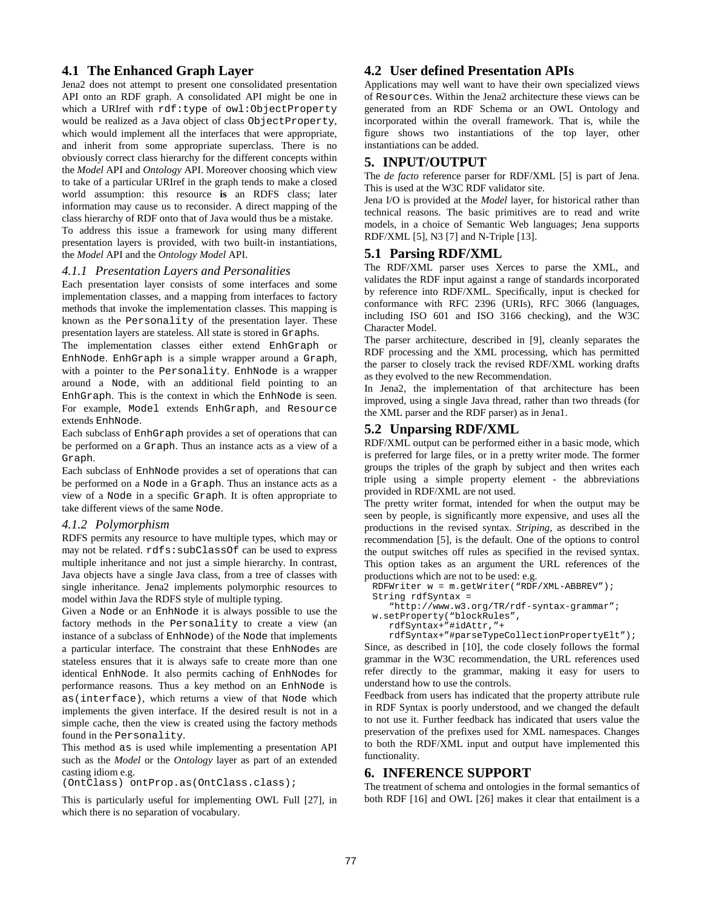## 4.1 The Enhanced Graph Layer

Jena2 does not attempt to present one consolidated presentation API onto an RDF graph. A consolidated API might be one in which a URIref with `rdf:type` of `owl:ObjectProperty` would be realized as a Java object of class `ObjectProperty`, which would implement all the interfaces that were appropriate, and inherit from some appropriate superclass. There is no obviously correct class hierarchy for the different concepts within the *Model* API and *Ontology* API. Moreover choosing which view to take of a particular URIref in the graph tends to make a closed world assumption: this resource **is** an RDFS class; later information may cause us to reconsider. A direct mapping of the class hierarchy of RDF onto that of Java would thus be a mistake.

To address this issue a framework for using many different presentation layers is provided, with two built-in instantiations, the *Model* API and the *Ontology Model* API.

### *4.1.1 Presentation Layers and Personalities*

Each presentation layer consists of some interfaces and some implementation classes, and a mapping from interfaces to factory methods that invoke the implementation classes. This mapping is known as the `Personality` of the presentation layer. These presentation layers are stateless. All state is stored in `Graph`s.

The implementation classes either extend `EnhGraph` or `EnhNode`. `EnhGraph` is a simple wrapper around a `Graph`, with a pointer to the `Personality`. `EnhNode` is a wrapper around a `Node`, with an additional field pointing to an `EnhGraph`. This is the context in which the `EnhNode` is seen. For example, `Model` extends `EnhGraph`, and `Resource` extends `EnhNode`.

Each subclass of `EnhGraph` provides a set of operations that can be performed on a `Graph`. Thus an instance acts as a view of a `Graph`.

Each subclass of `EnhNode` provides a set of operations that can be performed on a `Node` in a `Graph`. Thus an instance acts as a view of a `Node` in a specific `Graph`. It is often appropriate to take different views of the same `Node`.

### *4.1.2 Polymorphism*

RDFS permits any resource to have multiple types, which may or may not be related. `rdfs:subClassOf` can be used to express multiple inheritance and not just a simple hierarchy. In contrast, Java objects have a single Java class, from a tree of classes with single inheritance. Jena2 implements polymorphic resources to model within Java the RDFS style of multiple typing.

Given a `Node` or an `EnhNode` it is always possible to use the factory methods in the `Personality` to create a view (an instance of a subclass of `EnhNode`) of the `Node` that implements a particular interface. The constraint that these `EnhNode`s are stateless ensures that it is always safe to create more than one identical `EnhNode`. It also permits caching of `EnhNode`s for performance reasons. Thus a key method on an `EnhNode` is `as(interface)`, which returns a view of that `Node` which implements the given interface. If the desired result is not in a simple cache, then the view is created using the factory methods found in the `Personality`.

This method `as` is used while implementing a presentation API such as the *Model* or the *Ontology* layer as part of an extended casting idiom e.g.

```
(OntClass) ontProp.as(OntClass.class);
```

This is particularly useful for implementing OWL Full [27], in which there is no separation of vocabulary.

## 4.2 User defined Presentation APIs

Applications may well want to have their own specialized views of `Resource`s. Within the Jena2 architecture these views can be generated from an RDF Schema or an OWL Ontology and incorporated within the overall framework. That is, while the figure shows two instantiations of the top layer, other instantiations can be added.

# 5. INPUT/OUTPUT

The *de facto* reference parser for RDF/XML [5] is part of Jena. This is used at the W3C RDF validator site.

Jena I/O is provided at the *Model* layer, for historical rather than technical reasons. The basic primitives are to read and write models, in a choice of Semantic Web languages; Jena supports RDF/XML [5], N3 [7] and N-Triple [13].

## 5.1 Parsing RDF/XML

The RDF/XML parser uses Xerces to parse the XML, and validates the RDF input against a range of standards incorporated by reference into RDF/XML. Specifically, input is checked for conformance with RFC 2396 (URIs), RFC 3066 (languages, including ISO 601 and ISO 3166 checking), and the W3C Character Model.

The parser architecture, described in [9], cleanly separates the RDF processing and the XML processing, which has permitted the parser to closely track the revised RDF/XML working drafts as they evolved to the new Recommendation.

In Jena2, the implementation of that architecture has been improved, using a single Java thread, rather than two threads (for the XML parser and the RDF parser) as in Jena1.

## 5.2 Unparsing RDF/XML

RDF/XML output can be performed either in a basic mode, which is preferred for large files, or in a pretty writer mode. The former groups the triples of the graph by subject and then writes each triple using a simple property element - the abbreviations provided in RDF/XML are not used.

The pretty writer format, intended for when the output may be seen by people, is significantly more expensive, and uses all the productions in the revised syntax. *Striping*, as described in the recommendation [5], is the default. One of the options to control the output switches off rules as specified in the revised syntax. This option takes as an argument the URL references of the productions which are not to be used: e.g.

```
RDFWriter w = m.getWriter("RDF/XML-ABBREV");
String rdfSyntax =
   "http://www.w3.org/TR/rdf-syntax-grammar";
w.setProperty("blockRules",
   rdfSyntax+"#idAttr,"+
   rdfSyntax+"#parseTypeCollectionPropertyElt");
```

Since, as described in [10], the code closely follows the formal grammar in the W3C recommendation, the URL references used refer directly to the grammar, making it easy for users to understand how to use the controls.

Feedback from users has indicated that the property attribute rule in RDF Syntax is poorly understood, and we changed the default to not use it. Further feedback has indicated that users value the preservation of the prefixes used for XML namespaces. Changes to both the RDF/XML input and output have implemented this functionality.

# 6. INFERENCE SUPPORT

The treatment of schema and ontologies in the formal semantics of both RDF [16] and OWL [26] makes it clear that entailment is a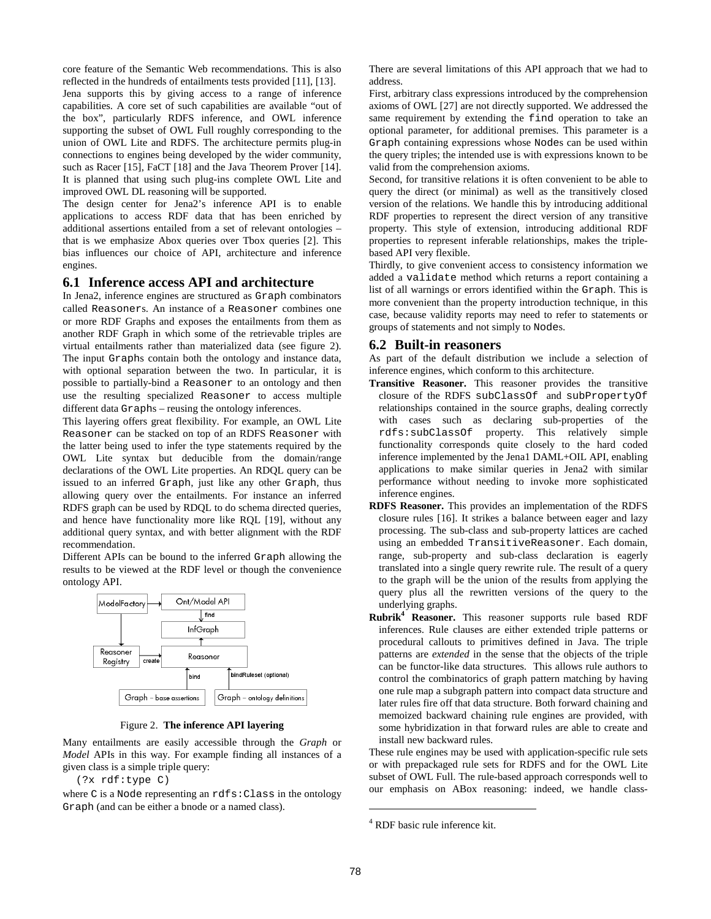core feature of the Semantic Web recommendations. This is also reflected in the hundreds of entailments tests provided [11], [13].

Jena supports this by giving access to a range of inference capabilities. A core set of such capabilities are available "out of the box", particularly RDFS inference, and OWL inference supporting the subset of OWL Full roughly corresponding to the union of OWL Lite and RDFS. The architecture permits plug-in connections to engines being developed by the wider community, such as Racer [15], FaCT [18] and the Java Theorem Prover [14]. It is planned that using such plug-ins complete OWL Lite and improved OWL DL reasoning will be supported.

The design center for Jena2's inference API is to enable applications to access RDF data that has been enriched by additional assertions entailed from a set of relevant ontologies – that is we emphasize Abox queries over Tbox queries [2]. This bias influences our choice of API, architecture and inference engines.

## 6.1 Inference access API and architecture

In Jena2, inference engines are structured as `Graph` combinators called `Reasoner`s. An instance of a `Reasoner` combines one or more RDF Graphs and exposes the entailments from them as another RDF Graph in which some of the retrievable triples are virtual entailments rather than materialized data (see figure 2). The input `Graph`s contain both the ontology and instance data, with optional separation between the two. In particular, it is possible to partially-bind a `Reasoner` to an ontology and then use the resulting specialized `Reasoner` to access multiple different data `Graph`s – reusing the ontology inferences.

This layering offers great flexibility. For example, an OWL Lite `Reasoner` can be stacked on top of an RDFS `Reasoner` with the latter being used to infer the type statements required by the OWL Lite syntax but deducible from the domain/range declarations of the OWL Lite properties. An RDQL query can be issued to an inferred `Graph`, just like any other `Graph`, thus allowing query over the entailments. For instance an inferred RDFS graph can be used by RDQL to do schema directed queries, and hence have functionality more like RQL [19], without any additional query syntax, and with better alignment with the RDF recommendation.

Different APIs can be bound to the inferred `Graph` allowing the results to be viewed at the RDF level or though the convenience ontology API.

Figure 2. **The inference API layering**

Many entailments are easily accessible through the *Graph* or *Model* APIs in this way. For example finding all instances of a given class is a simple triple query:

```
(?x rdf:type C)
```

where `C` is a `Node` representing an `rdfs:Class` in the ontology `Graph` (and can be either a bnode or a named class).

There are several limitations of this API approach that we had to address.

First, arbitrary class expressions introduced by the comprehension axioms of OWL [27] are not directly supported. We addressed the same requirement by extending the `find` operation to take an optional parameter, for additional premises. This parameter is a `Graph` containing expressions whose `Node`s can be used within the query triples; the intended use is with expressions known to be valid from the comprehension axioms.

Second, for transitive relations it is often convenient to be able to query the direct (or minimal) as well as the transitively closed version of the relations. We handle this by introducing additional RDF properties to represent the direct version of any transitive property. This style of extension, introducing additional RDF properties to represent inferable relationships, makes the triple-based API very flexible.

Thirdly, to give convenient access to consistency information we added a `validate` method which returns a report containing a list of all warnings or errors identified within the `Graph`. This is more convenient than the property introduction technique, in this case, because validity reports may need to refer to statements or groups of statements and not simply to `Node`s.

## 6.2 Built-in reasoners

As part of the default distribution we include a selection of inference engines, which conform to this architecture.

- **Transitive Reasoner.** This reasoner provides the transitive closure of the RDFS `subClassOf` and `subPropertyOf` relationships contained in the source graphs, dealing correctly with cases such as declaring sub-properties of the `rdfs:subClassOf` property. This relatively simple functionality corresponds quite closely to the hard coded inference implemented by the Jena1 DAML+OIL API, enabling applications to make similar queries in Jena2 with similar performance without needing to invoke more sophisticated inference engines.
- **RDFS Reasoner.** This provides an implementation of the RDFS closure rules [16]. It strikes a balance between eager and lazy processing. The sub-class and sub-property lattices are cached using an embedded `TransitiveReasoner`. Each domain, range, sub-property and sub-class declaration is eagerly translated into a single query rewrite rule. The result of a query to the graph will be the union of the results from applying the query plus all the rewritten versions of the query to the underlying graphs.
- **Rubrik[4] Reasoner.** This reasoner supports rule based RDF inferences. Rule clauses are either extended triple patterns or procedural callouts to primitives defined in Java. The triple patterns are *extended* in the sense that the objects of the triple can be functor-like data structures. This allows rule authors to control the combinatorics of graph pattern matching by having one rule map a subgraph pattern into compact data structure and later rules fire off that data structure. Both forward chaining and memoized backward chaining rule engines are provided, with some hybridization in that forward rules are able to create and install new backward rules.

These rule engines may be used with application-specific rule sets or with prepackaged rule sets for RDFS and for the OWL Lite subset of OWL Full. The rule-based approach corresponds well to our emphasis on ABox reasoning: indeed, we handle class-

[4] RDF basic rule inference kit.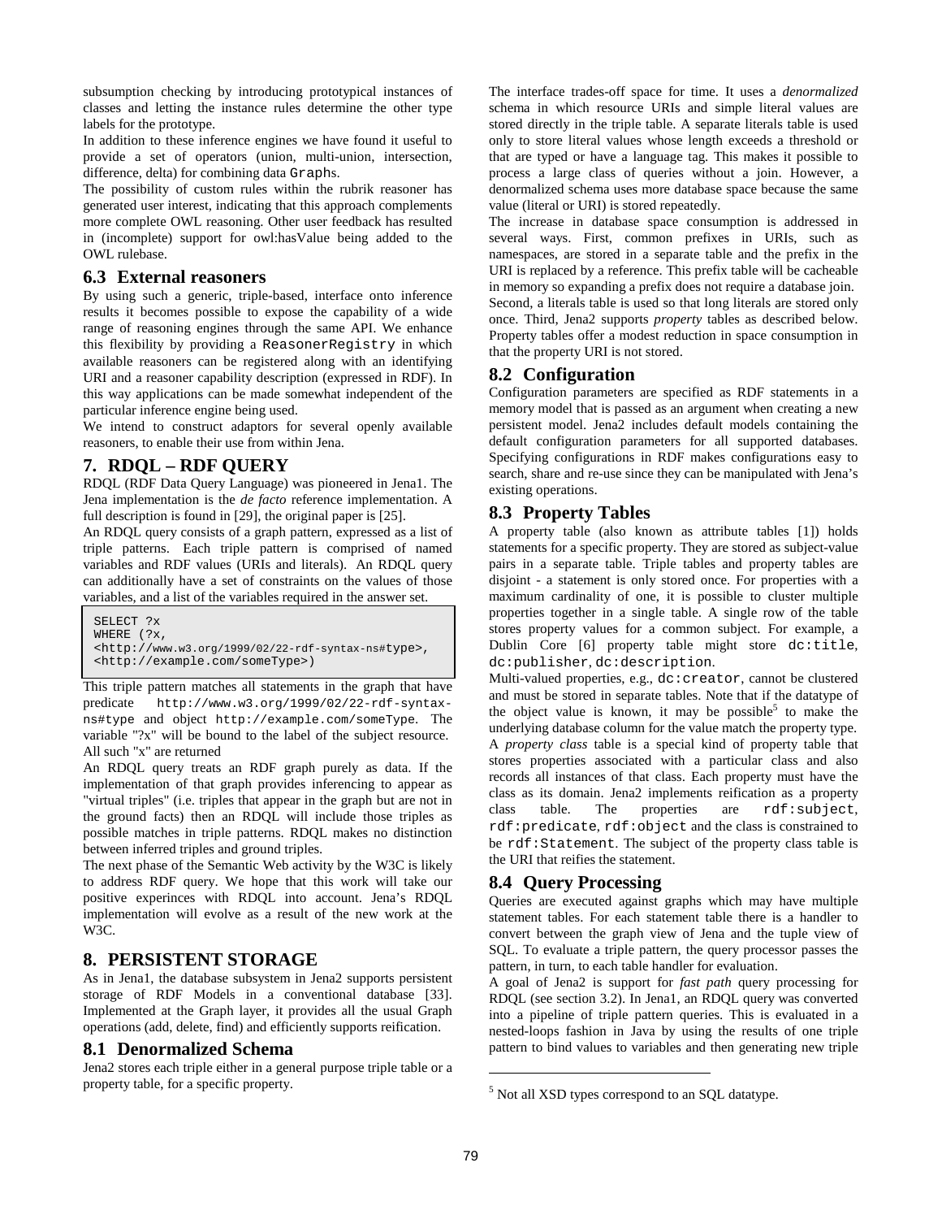subsumption checking by introducing prototypical instances of classes and letting the instance rules determine the other type labels for the prototype.

In addition to these inference engines we have found it useful to provide a set of operators (union, multi-union, intersection, difference, delta) for combining data `Graph`s.

The possibility of custom rules within the rubrik reasoner has generated user interest, indicating that this approach complements more complete OWL reasoning. Other user feedback has resulted in (incomplete) support for owl:hasValue being added to the OWL rulebase.

## 6.3 External reasoners

By using such a generic, triple-based, interface onto inference results it becomes possible to expose the capability of a wide range of reasoning engines through the same API. We enhance this flexibility by providing a `ReasonerRegistry` in which available reasoners can be registered along with an identifying URI and a reasoner capability description (expressed in RDF). In this way applications can be made somewhat independent of the particular inference engine being used.

We intend to construct adaptors for several openly available reasoners, to enable their use from within Jena.

# 7. RDQL – RDF QUERY

RDQL (RDF Data Query Language) was pioneered in Jena1. The Jena implementation is the *de facto* reference implementation. A full description is found in [29], the original paper is [25].

An RDQL query consists of a graph pattern, expressed as a list of triple patterns. Each triple pattern is comprised of named variables and RDF values (URIs and literals). An RDQL query can additionally have a set of constraints on the values of those variables, and a list of the variables required in the answer set.

```
SELECT ?x
WHERE (?x,
<http://www.w3.org/1999/02/22-rdf-syntax-ns#type>,
<http://example.com/someType>)
```

This triple pattern matches all statements in the graph that have predicate `http://www.w3.org/1999/02/22-rdf-syntax-ns#type` and object `http://example.com/someType`. The variable "?x" will be bound to the label of the subject resource. All such "x" are returned

An RDQL query treats an RDF graph purely as data. If the implementation of that graph provides inferencing to appear as "virtual triples" (i.e. triples that appear in the graph but are not in the ground facts) then an RDQL will include those triples as possible matches in triple patterns. RDQL makes no distinction between inferred triples and ground triples.

The next phase of the Semantic Web activity by the W3C is likely to address RDF query. We hope that this work will take our positive experinces with RDQL into account. Jena's RDQL implementation will evolve as a result of the new work at the W3C.

# 8. PERSISTENT STORAGE

As in Jena1, the database subsystem in Jena2 supports persistent storage of RDF Models in a conventional database [33]. Implemented at the Graph layer, it provides all the usual Graph operations (add, delete, find) and efficiently supports reification.

## 8.1 Denormalized Schema

Jena2 stores each triple either in a general purpose triple table or a property table, for a specific property.

The interface trades-off space for time. It uses a *denormalized* schema in which resource URIs and simple literal values are stored directly in the triple table. A separate literals table is used only to store literal values whose length exceeds a threshold or that are typed or have a language tag. This makes it possible to process a large class of queries without a join. However, a denormalized schema uses more database space because the same value (literal or URI) is stored repeatedly.

The increase in database space consumption is addressed in several ways. First, common prefixes in URIs, such as namespaces, are stored in a separate table and the prefix in the URI is replaced by a reference. This prefix table will be cacheable in memory so expanding a prefix does not require a database join. Second, a literals table is used so that long literals are stored only once. Third, Jena2 supports *property* tables as described below. Property tables offer a modest reduction in space consumption in that the property URI is not stored.

## 8.2 Configuration

Configuration parameters are specified as RDF statements in a memory model that is passed as an argument when creating a new persistent model. Jena2 includes default models containing the default configuration parameters for all supported databases. Specifying configurations in RDF makes configurations easy to search, share and re-use since they can be manipulated with Jena's existing operations.

## 8.3 Property Tables

A property table (also known as attribute tables [1]) holds statements for a specific property. They are stored as subject-value pairs in a separate table. Triple tables and property tables are disjoint - a statement is only stored once. For properties with a maximum cardinality of one, it is possible to cluster multiple properties together in a single table. A single row of the table stores property values for a common subject. For example, a Dublin Core [6] property table might store `dc:title`, `dc:publisher`, `dc:description`.

Multi-valued properties, e.g., `dc:creator`, cannot be clustered and must be stored in separate tables. Note that if the datatype of the object value is known, it may be possible[5] to make the underlying database column for the value match the property type.

A *property class* table is a special kind of property table that stores properties associated with a particular class and also records all instances of that class. Each property must have the class as its domain. Jena2 implements reification as a property class table. The properties are `rdf:subject`, `rdf:predicate`, `rdf:object` and the class is constrained to be `rdf:Statement`. The subject of the property class table is the URI that reifies the statement.

## 8.4 Query Processing

Queries are executed against graphs which may have multiple statement tables. For each statement table there is a handler to convert between the graph view of Jena and the tuple view of SQL. To evaluate a triple pattern, the query processor passes the pattern, in turn, to each table handler for evaluation.

A goal of Jena2 is support for *fast path* query processing for RDQL (see section 3.2). In Jena1, an RDQL query was converted into a pipeline of triple pattern queries. This is evaluated in a nested-loops fashion in Java by using the results of one triple pattern to bind values to variables and then generating new triple

[5] Not all XSD types correspond to an SQL datatype.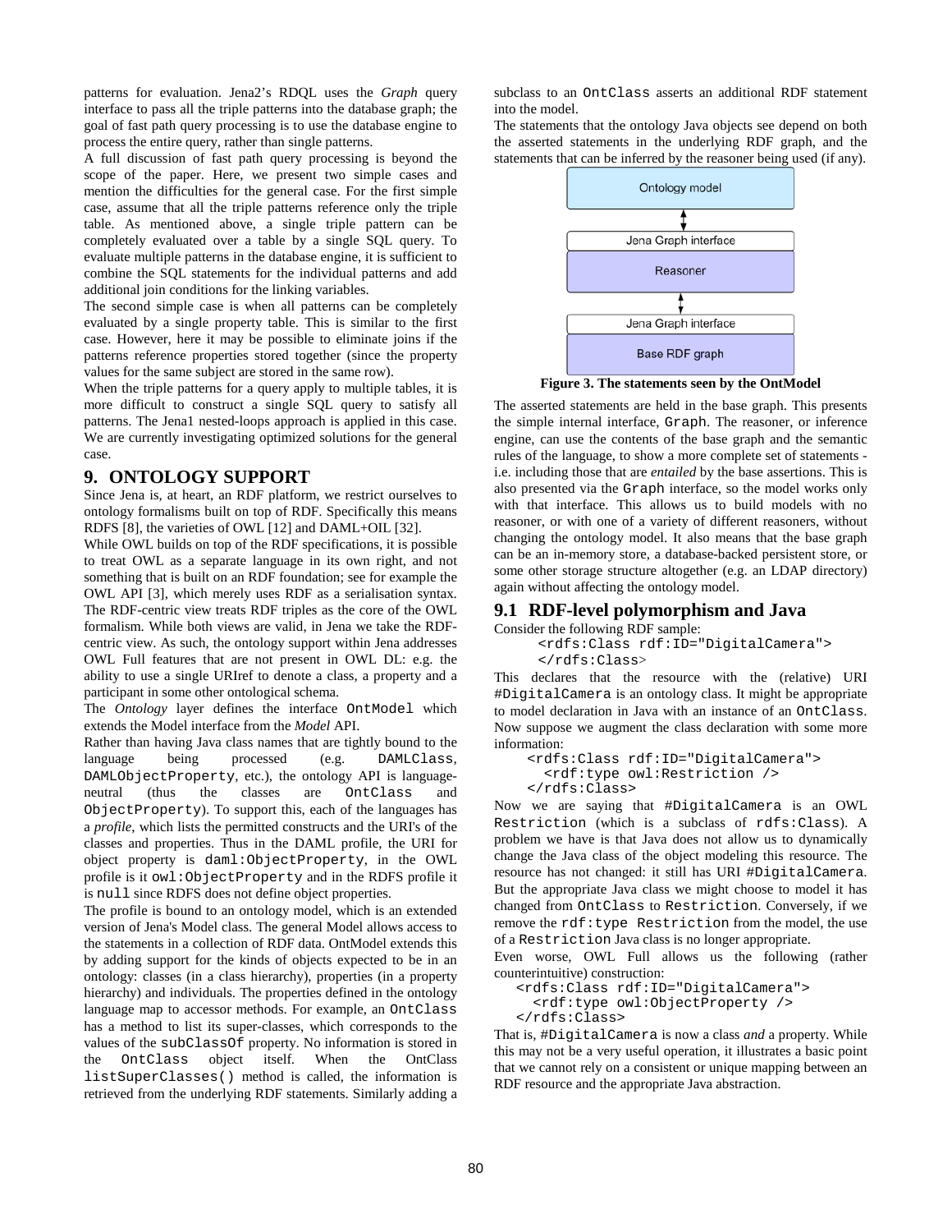patterns for evaluation. Jena2's RDQL uses the *Graph* query interface to pass all the triple patterns into the database graph; the goal of fast path query processing is to use the database engine to process the entire query, rather than single patterns.

A full discussion of fast path query processing is beyond the scope of the paper. Here, we present two simple cases and mention the difficulties for the general case. For the first simple case, assume that all the triple patterns reference only the triple table. As mentioned above, a single triple pattern can be completely evaluated over a table by a single SQL query. To evaluate multiple patterns in the database engine, it is sufficient to combine the SQL statements for the individual patterns and add additional join conditions for the linking variables.

The second simple case is when all patterns can be completely evaluated by a single property table. This is similar to the first case. However, here it may be possible to eliminate joins if the patterns reference properties stored together (since the property values for the same subject are stored in the same row).

When the triple patterns for a query apply to multiple tables, it is more difficult to construct a single SQL query to satisfy all patterns. The Jena1 nested-loops approach is applied in this case. We are currently investigating optimized solutions for the general case.

## 9. ONTOLOGY SUPPORT

Since Jena is, at heart, an RDF platform, we restrict ourselves to ontology formalisms built on top of RDF. Specifically this means RDFS [8], the varieties of OWL [12] and DAML+OIL [32].

While OWL builds on top of the RDF specifications, it is possible to treat OWL as a separate language in its own right, and not something that is built on an RDF foundation; see for example the OWL API [3], which merely uses RDF as a serialisation syntax. The RDF-centric view treats RDF triples as the core of the OWL formalism. While both views are valid, in Jena we take the RDF-centric view. As such, the ontology support within Jena addresses OWL Full features that are not present in OWL DL: e.g. the ability to use a single URIref to denote a class, a property and a participant in some other ontological schema.

The *Ontology* layer defines the interface `OntModel` which extends the Model interface from the *Model* API.

Rather than having Java class names that are tightly bound to the language being processed (e.g. `DAMLClass`, `DAMLObjectProperty`, etc.), the ontology API is language-neutral (thus the classes are `OntClass` and `ObjectProperty`). To support this, each of the languages has a *profile*, which lists the permitted constructs and the URI's of the classes and properties. Thus in the DAML profile, the URI for object property is `daml:ObjectProperty`, in the OWL profile is it `owl:ObjectProperty` and in the RDFS profile it is `null` since RDFS does not define object properties.

The profile is bound to an ontology model, which is an extended version of Jena's Model class. The general Model allows access to the statements in a collection of RDF data. OntModel extends this by adding support for the kinds of objects expected to be in an ontology: classes (in a class hierarchy), properties (in a property hierarchy) and individuals. The properties defined in the ontology language map to accessor methods. For example, an `OntClass` has a method to list its super-classes, which corresponds to the values of the `subClassOf` property. No information is stored in the `OntClass` object itself. When the OntClass `listSuperClasses()` method is called, the information is retrieved from the underlying RDF statements. Similarly adding a subclass to an `OntClass` asserts an additional RDF statement into the model.

The statements that the ontology Java objects see depend on both the asserted statements in the underlying RDF graph, and the statements that can be inferred by the reasoner being used (if any).

Ontology model

Jena Graph interface

Reasoner

Jena Graph interface

Base RDF graph

**Figure 3. The statements seen by the OntModel**

The asserted statements are held in the base graph. This presents the simple internal interface, `Graph`. The reasoner, or inference engine, can use the contents of the base graph and the semantic rules of the language, to show a more complete set of statements - i.e. including those that are *entailed* by the base assertions. This is also presented via the `Graph` interface, so the model works only with that interface. This allows us to build models with no reasoner, or with one of a variety of different reasoners, without changing the ontology model. It also means that the base graph can be an in-memory store, a database-backed persistent store, or some other storage structure altogether (e.g. an LDAP directory) again without affecting the ontology model.

### 9.1 RDF-level polymorphism and Java

Consider the following RDF sample:

```
<rdfs:Class rdf:ID="DigitalCamera">
</rdfs:Class>
```

This declares that the resource with the (relative) URI `#DigitalCamera` is an ontology class. It might be appropriate to model declaration in Java with an instance of an `OntClass`. Now suppose we augment the class declaration with some more information:

```
<rdfs:Class rdf:ID="DigitalCamera">
  <rdf:type owl:Restriction />
</rdfs:Class>
```

Now we are saying that `#DigitalCamera` is an OWL `Restriction` (which is a subclass of `rdfs:Class`). A problem we have is that Java does not allow us to dynamically change the Java class of the object modeling this resource. The resource has not changed: it still has URI `#DigitalCamera`. But the appropriate Java class we might choose to model it has changed from `OntClass` to `Restriction`. Conversely, if we remove the `rdf:type Restriction` from the model, the use of a `Restriction` Java class is no longer appropriate.

Even worse, OWL Full allows us the following (rather counterintuitive) construction:

```
<rdfs:Class rdf:ID="DigitalCamera">
  <rdf:type owl:ObjectProperty />
</rdfs:Class>
```

That is, `#DigitalCamera` is now a class *and* a property. While this may not be a very useful operation, it illustrates a basic point that we cannot rely on a consistent or unique mapping between an RDF resource and the appropriate Java abstraction.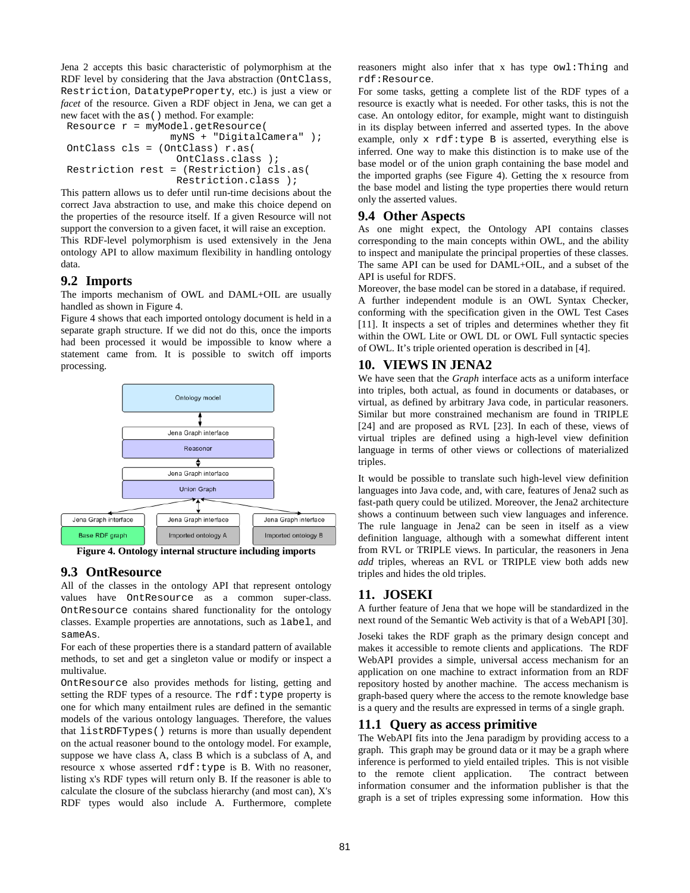Jena 2 accepts this basic characteristic of polymorphism at the RDF level by considering that the Java abstraction (`OntClass`, `Restriction`, `DatatypeProperty`, etc.) is just a view or *facet* of the resource. Given a RDF object in Jena, we can get a new facet with the `as()` method. For example:

```
Resource r = myModel.getResource(
                myNS + "DigitalCamera" );
OntClass cls = (OntClass) r.as(
                 OntClass.class );
Restriction rest = (Restriction) cls.as(
                 Restriction.class );
```

This pattern allows us to defer until run-time decisions about the correct Java abstraction to use, and make this choice depend on the properties of the resource itself. If a given Resource will not support the conversion to a given facet, it will raise an exception.

This RDF-level polymorphism is used extensively in the Jena ontology API to allow maximum flexibility in handling ontology data.

## 9.2 Imports

The imports mechanism of OWL and DAML+OIL are usually handled as shown in Figure 4.

Figure 4 shows that each imported ontology document is held in a separate graph structure. If we did not do this, once the imports had been processed it would be impossible to know where a statement came from. It is possible to switch off imports processing.

**Figure 4. Ontology internal structure including imports**

## 9.3 OntResource

All of the classes in the ontology API that represent ontology values have `OntResource` as a common super-class. `OntResource` contains shared functionality for the ontology classes. Example properties are annotations, such as `label`, and `sameAs`.

For each of these properties there is a standard pattern of available methods, to set and get a singleton value or modify or inspect a multivalue.

`OntResource` also provides methods for listing, getting and setting the RDF types of a resource. The `rdf:type` property is one for which many entailment rules are defined in the semantic models of the various ontology languages. Therefore, the values that `listRDFTypes()` returns is more than usually dependent on the actual reasoner bound to the ontology model. For example, suppose we have class A, class B which is a subclass of A, and resource x whose asserted `rdf:type` is B. With no reasoner, listing x's RDF types will return only B. If the reasoner is able to calculate the closure of the subclass hierarchy (and most can), X's RDF types would also include A. Furthermore, complete reasoners might also infer that x has type `owl:Thing` and `rdf:Resource`.

For some tasks, getting a complete list of the RDF types of a resource is exactly what is needed. For other tasks, this is not the case. An ontology editor, for example, might want to distinguish in its display between inferred and asserted types. In the above example, only `x rdf:type B` is asserted, everything else is inferred. One way to make this distinction is to make use of the base model or of the union graph containing the base model and the imported graphs (see Figure 4). Getting the x resource from the base model and listing the type properties there would return only the asserted values.

## 9.4 Other Aspects

As one might expect, the Ontology API contains classes corresponding to the main concepts within OWL, and the ability to inspect and manipulate the principal properties of these classes. The same API can be used for DAML+OIL, and a subset of the API is useful for RDFS.

Moreover, the base model can be stored in a database, if required.

A further independent module is an OWL Syntax Checker, conforming with the specification given in the OWL Test Cases [11]. It inspects a set of triples and determines whether they fit within the OWL Lite or OWL DL or OWL Full syntactic species of OWL. It's triple oriented operation is described in [4].

# 10. VIEWS IN JENA2

We have seen that the *Graph* interface acts as a uniform interface into triples, both actual, as found in documents or databases, or virtual, as defined by arbitrary Java code, in particular reasoners. Similar but more constrained mechanism are found in TRIPLE [24] and are proposed as RVL [23]. In each of these, views of virtual triples are defined using a high-level view definition language in terms of other views or collections of materialized triples.

It would be possible to translate such high-level view definition languages into Java code, and, with care, features of Jena2 such as fast-path query could be utilized. Moreover, the Jena2 architecture shows a continuum between such view languages and inference. The rule language in Jena2 can be seen in itself as a view definition language, although with a somewhat different intent from RVL or TRIPLE views. In particular, the reasoners in Jena *add* triples, whereas an RVL or TRIPLE view both adds new triples and hides the old triples.

# 11. JOSEKI

A further feature of Jena that we hope will be standardized in the next round of the Semantic Web activity is that of a WebAPI [30].

Joseki takes the RDF graph as the primary design concept and makes it accessible to remote clients and applications. The RDF WebAPI provides a simple, universal access mechanism for an application on one machine to extract information from an RDF repository hosted by another machine. The access mechanism is graph-based query where the access to the remote knowledge base is a query and the results are expressed in terms of a single graph.

## 11.1 Query as access primitive

The WebAPI fits into the Jena paradigm by providing access to a graph. This graph may be ground data or it may be a graph where inference is performed to yield entailed triples. This is not visible to the remote client application. The contract between information consumer and the information publisher is that the graph is a set of triples expressing some information. How this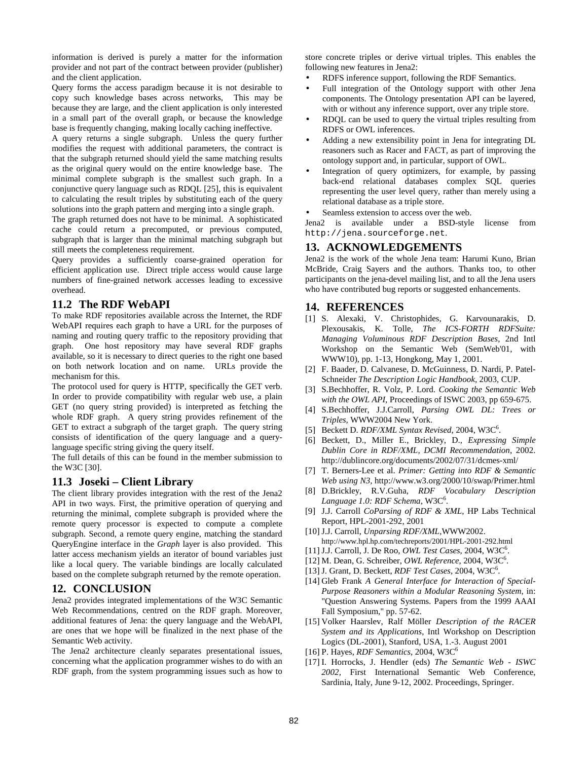information is derived is purely a matter for the information provider and not part of the contract between provider (publisher) and the client application.

Query forms the access paradigm because it is not desirable to copy such knowledge bases across networks, This may be because they are large, and the client application is only interested in a small part of the overall graph, or because the knowledge base is frequently changing, making locally caching ineffective.

A query returns a single subgraph. Unless the query further modifies the request with additional parameters, the contract is that the subgraph returned should yield the same matching results as the original query would on the entire knowledge base. The minimal complete subgraph is the smallest such graph. In a conjunctive query language such as RDQL [25], this is equivalent to calculating the result triples by substituting each of the query solutions into the graph pattern and merging into a single graph.

The graph returned does not have to be minimal. A sophisticated cache could return a precomputed, or previous computed, subgraph that is larger than the minimal matching subgraph but still meets the completeness requirement.

Query provides a sufficiently coarse-grained operation for efficient application use. Direct triple access would cause large numbers of fine-grained network accesses leading to excessive overhead.

## 11.2 The RDF WebAPI

To make RDF repositories available across the Internet, the RDF WebAPI requires each graph to have a URL for the purposes of naming and routing query traffic to the repository providing that graph. One host repository may have several RDF graphs available, so it is necessary to direct queries to the right one based on both network location and on name. URLs provide the mechanism for this.

The protocol used for query is HTTP, specifically the GET verb. In order to provide compatibility with regular web use, a plain GET (no query string provided) is interpreted as fetching the whole RDF graph. A query string provides refinement of the GET to extract a subgraph of the target graph. The query string consists of identification of the query language and a query-language specific string giving the query itself.

The full details of this can be found in the member submission to the W3C [30].

## 11.3 Joseki – Client Library

The client library provides integration with the rest of the Jena2 API in two ways. First, the primitive operation of querying and returning the minimal, complete subgraph is provided where the remote query processor is expected to compute a complete subgraph. Second, a remote query engine, matching the standard QueryEngine interface in the *Graph* layer is also provided. This latter access mechanism yields an iterator of bound variables just like a local query. The variable bindings are locally calculated based on the complete subgraph returned by the remote operation.

## 12. CONCLUSION

Jena2 provides integrated implementations of the W3C Semantic Web Recommendations, centred on the RDF graph. Moreover, additional features of Jena: the query language and the WebAPI, are ones that we hope will be finalized in the next phase of the Semantic Web activity.

The Jena2 architecture cleanly separates presentational issues, concerning what the application programmer wishes to do with an RDF graph, from the system programming issues such as how to store concrete triples or derive virtual triples. This enables the following new features in Jena2:

- RDFS inference support, following the RDF Semantics.
- Full integration of the Ontology support with other Jena components. The Ontology presentation API can be layered, with or without any inference support, over any triple store.
- RDQL can be used to query the virtual triples resulting from RDFS or OWL inferences.
- Adding a new extensibility point in Jena for integrating DL reasoners such as Racer and FACT, as part of improving the ontology support and, in particular, support of OWL.
- Integration of query optimizers, for example, by passing back-end relational databases complex SQL queries representing the user level query, rather than merely using a relational database as a triple store.
- Seamless extension to access over the web.

Jena2 is available under a BSD-style license from `http://jena.sourceforge.net`.

## 13. ACKNOWLEDGEMENTS

Jena2 is the work of the whole Jena team: Harumi Kuno, Brian McBride, Craig Sayers and the authors. Thanks too, to other participants on the jena-devel mailing list, and to all the Jena users who have contributed bug reports or suggested enhancements.

## 14. REFERENCES

[1] S. Alexaki, V. Christophides, G. Karvounarakis, D. Plexousakis, K. Tolle, *The ICS-FORTH RDFSuite: Managing Voluminous RDF Description Bases*, 2nd Intl Workshop on the Semantic Web (SemWeb'01, with WWW10), pp. 1-13, Hongkong, May 1, 2001.

[2] F. Baader, D. Calvanese, D. McGuinness, D. Nardi, P. Patel-Schneider *The Description Logic Handbook*, 2003, CUP.

[3] S.Bechhoffer, R. Volz, P. Lord. *Cooking the Semantic Web with the OWL API*, Proceedings of ISWC 2003, pp 659-675.

[4] S.Bechhoffer, J.J.Carroll, *Parsing OWL DL: Trees or Triples*, WWW2004 New York.

[5] Beckett D. *RDF/XML Syntax Revised*, 2004, W3C[6].

[6] Beckett, D., Miller E., Brickley, D., *Expressing Simple Dublin Core in RDF/XML, DCMI Recommendation*, 2002. http://dublincore.org/documents/2002/07/31/dcmes-xml/

[7] T. Berners-Lee et al. *Primer: Getting into RDF & Semantic Web using N3*, http://www.w3.org/2000/10/swap/Primer.html

[8] D.Brickley, R.V.Guha, *RDF Vocabulary Description Language 1.0: RDF Schema*, W3C[6].

[9] J.J. Carroll *CoParsing of RDF & XML*, HP Labs Technical Report, HPL-2001-292, 2001

[10] J.J. Carroll, *Unparsing RDF/XML*,WWW2002. http://www.hpl.hp.com/techreports/2001/HPL-2001-292.html

[11] J.J. Carroll, J. De Roo, *OWL Test Cases*, 2004, W3C[6].

[12] M. Dean, G. Schreiber, *OWL Reference*, 2004, W3C[6].

[13] J. Grant, D. Beckett, *RDF Test Cases*, 2004, W3C[6].

[14] Gleb Frank *A General Interface for Interaction of Special-Purpose Reasoners within a Modular Reasoning System*, in: "Question Answering Systems. Papers from the 1999 AAAI Fall Symposium," pp. 57-62.

[15] Volker Haarslev, Ralf Möller *Description of the RACER System and its Applications*, Intl Workshop on Description Logics (DL-2001), Stanford, USA, 1.-3. August 2001

[16] P. Hayes, *RDF Semantics*, 2004, W3C[6]

[17] I. Horrocks, J. Hendler (eds) *The Semantic Web - ISWC 2002*, First International Semantic Web Conference, Sardinia, Italy, June 9-12, 2002. Proceedings, Springer.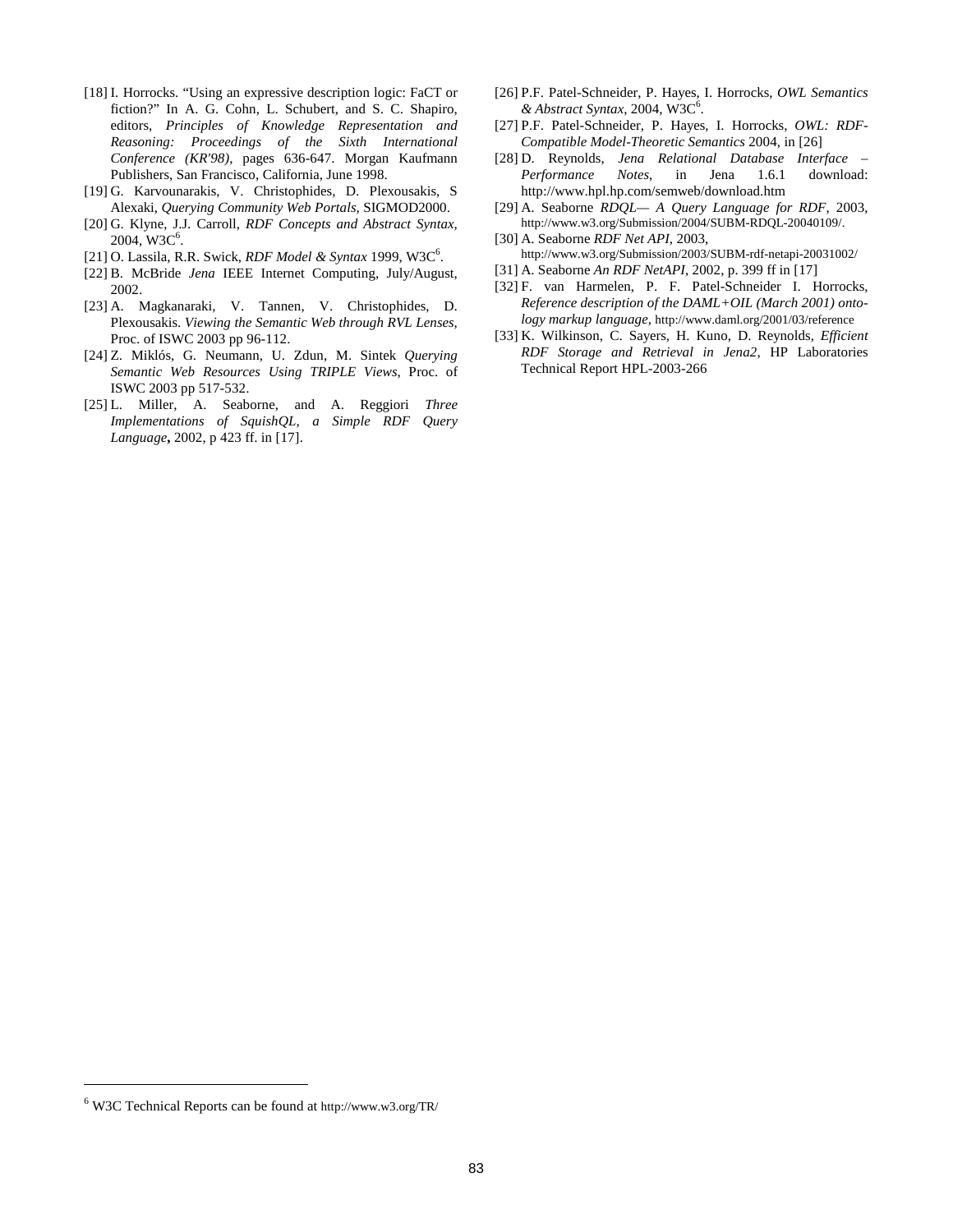[18] I. Horrocks. "Using an expressive description logic: FaCT or fiction?" In A. G. Cohn, L. Schubert, and S. C. Shapiro, editors, *Principles of Knowledge Representation and Reasoning: Proceedings of the Sixth International Conference (KR'98)*, pages 636-647. Morgan Kaufmann Publishers, San Francisco, California, June 1998.

[19] G. Karvounarakis, V. Christophides, D. Plexousakis, S Alexaki, *Querying Community Web Portals*, SIGMOD2000.

[20] G. Klyne, J.J. Carroll, *RDF Concepts and Abstract Syntax*, 2004, W3C[6].

[21] O. Lassila, R.R. Swick, *RDF Model & Syntax* 1999, W3C[6].

[22] B. McBride *Jena* IEEE Internet Computing, July/August, 2002.

[23] A. Magkanaraki, V. Tannen, V. Christophides, D. Plexousakis. *Viewing the Semantic Web through RVL Lenses,* Proc. of ISWC 2003 pp 96-112.

[24] Z. Miklós, G. Neumann, U. Zdun, M. Sintek *Querying Semantic Web Resources Using TRIPLE Views*, Proc. of ISWC 2003 pp 517-532.

[25] L. Miller, A. Seaborne, and A. Reggiori *Three Implementations of SquishQL, a Simple RDF Query Language***,** 2002, p 423 ff. in [17].

[26] P.F. Patel-Schneider, P. Hayes, I. Horrocks, *OWL Semantics & Abstract Syntax*, 2004, W3C[6].

[27] P.F. Patel-Schneider, P. Hayes, I. Horrocks, *OWL: RDF-Compatible Model-Theoretic Semantics* 2004, in [26]

[28] D. Reynolds, *Jena Relational Database Interface – Performance Notes*, in Jena 1.6.1 download: http://www.hpl.hp.com/semweb/download.htm

[29] A. Seaborne *RDQL— A Query Language for RDF*, 2003, http://www.w3.org/Submission/2004/SUBM-RDQL-20040109/.

[30] A. Seaborne *RDF Net API*, 2003, http://www.w3.org/Submission/2003/SUBM-rdf-netapi-20031002/

[31] A. Seaborne *An RDF NetAPI*, 2002, p. 399 ff in [17]

[32] F. van Harmelen, P. F. Patel-Schneider I. Horrocks, *Reference description of the DAML+OIL (March 2001) ontology markup language*, http://www.daml.org/2001/03/reference

[33] K. Wilkinson, C. Sayers, H. Kuno, D. Reynolds, *Efficient RDF Storage and Retrieval in Jena2*, HP Laboratories Technical Report HPL-2003-266

---

[6] W3C Technical Reports can be found at http://www.w3.org/TR/